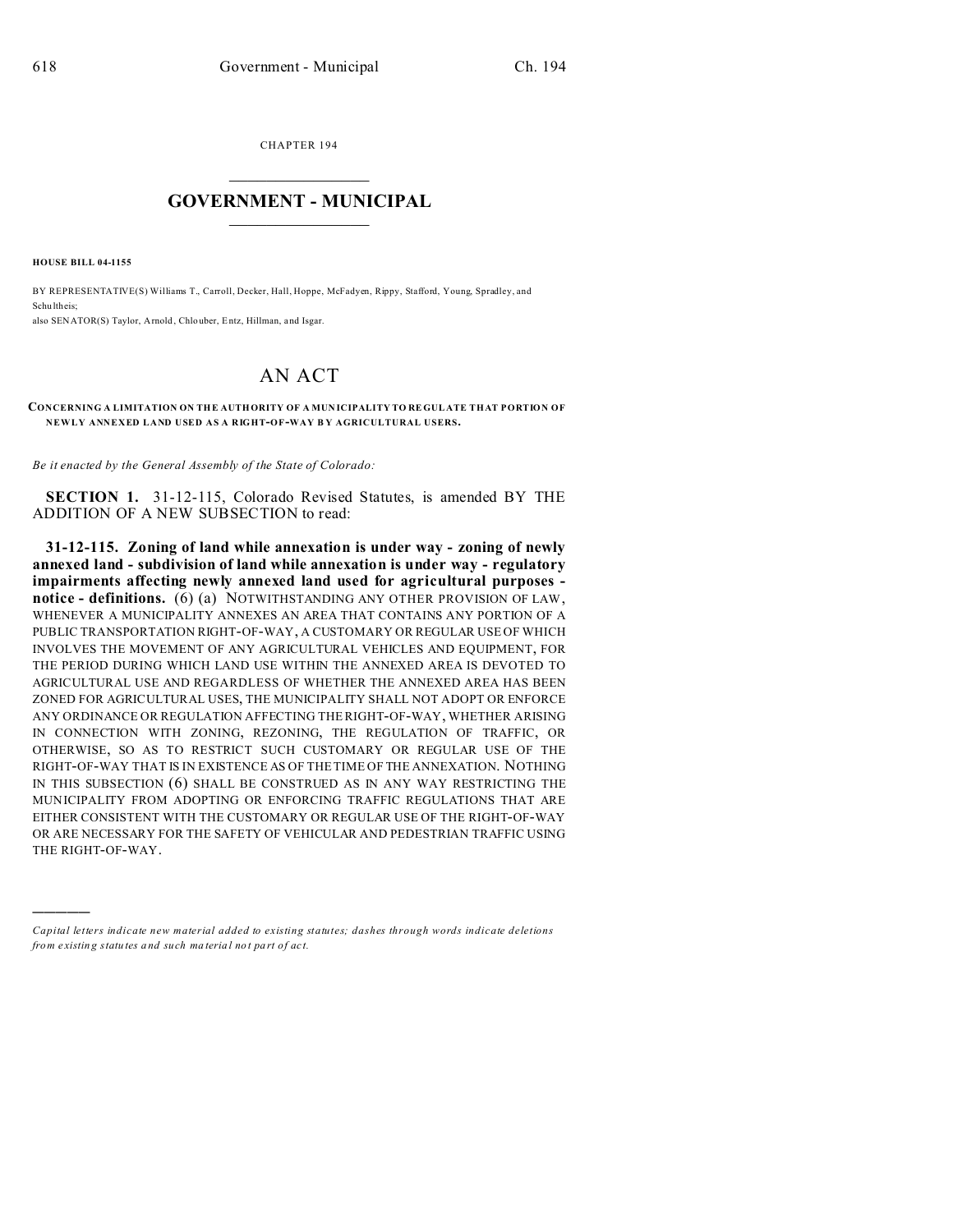CHAPTER 194

# GOVERNMENT - MUNICIPAL

**HOUSE BILL 04-1155**

BY REPRESENTATIVE(S) Williams T., Carroll, Decker, Hall, Hoppe, McFadyen, Rippy, Stafford, Young, Spradley, and Schultheis;
also SENATOR(S) Taylor, Arnold, Chlouber, Entz, Hillman, and Isgar.

# AN ACT

**CONCERNING A LIMITATION ON THE AUTHORITY OF A MUNICIPALITY TO REGULATE THAT PORTION OF NEWLY ANNEXED LAND USED AS A RIGHT-OF-WAY BY AGRICULTURAL USERS.**

*Be it enacted by the General Assembly of the State of Colorado:*

**SECTION 1.** 31-12-115, Colorado Revised Statutes, is amended BY THE ADDITION OF A NEW SUBSECTION to read:

**31-12-115. Zoning of land while annexation is under way - zoning of newly annexed land - subdivision of land while annexation is under way - regulatory impairments affecting newly annexed land used for agricultural purposes - notice - definitions.** (6) (a) NOTWITHSTANDING ANY OTHER PROVISION OF LAW, WHENEVER A MUNICIPALITY ANNEXES AN AREA THAT CONTAINS ANY PORTION OF A PUBLIC TRANSPORTATION RIGHT-OF-WAY, A CUSTOMARY OR REGULAR USE OF WHICH INVOLVES THE MOVEMENT OF ANY AGRICULTURAL VEHICLES AND EQUIPMENT, FOR THE PERIOD DURING WHICH LAND USE WITHIN THE ANNEXED AREA IS DEVOTED TO AGRICULTURAL USE AND REGARDLESS OF WHETHER THE ANNEXED AREA HAS BEEN ZONED FOR AGRICULTURAL USES, THE MUNICIPALITY SHALL NOT ADOPT OR ENFORCE ANY ORDINANCE OR REGULATION AFFECTING THE RIGHT-OF-WAY, WHETHER ARISING IN CONNECTION WITH ZONING, REZONING, THE REGULATION OF TRAFFIC, OR OTHERWISE, SO AS TO RESTRICT SUCH CUSTOMARY OR REGULAR USE OF THE RIGHT-OF-WAY THAT IS IN EXISTENCE AS OF THE TIME OF THE ANNEXATION. NOTHING IN THIS SUBSECTION (6) SHALL BE CONSTRUED AS IN ANY WAY RESTRICTING THE MUNICIPALITY FROM ADOPTING OR ENFORCING TRAFFIC REGULATIONS THAT ARE EITHER CONSISTENT WITH THE CUSTOMARY OR REGULAR USE OF THE RIGHT-OF-WAY OR ARE NECESSARY FOR THE SAFETY OF VEHICULAR AND PEDESTRIAN TRAFFIC USING THE RIGHT-OF-WAY.

---

*Capital letters indicate new material added to existing statutes; dashes through words indicate deletions from existing statutes and such material not part of act.*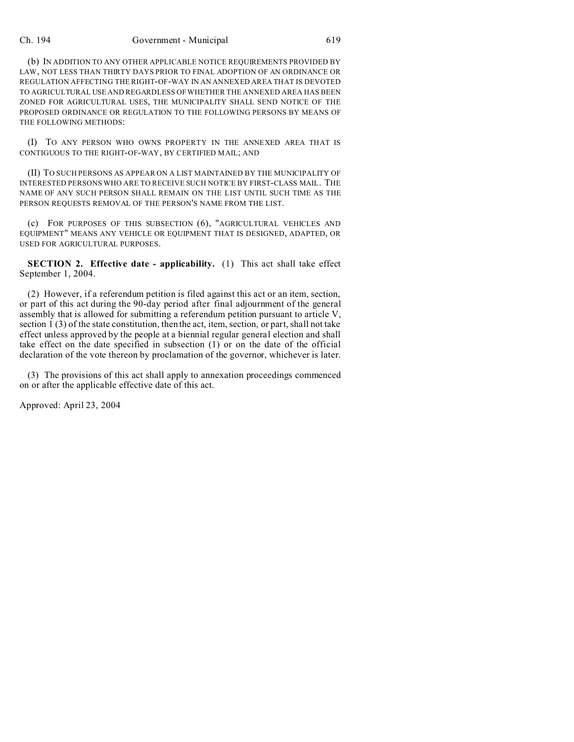(b) IN ADDITION TO ANY OTHER APPLICABLE NOTICE REQUIREMENTS PROVIDED BY LAW, NOT LESS THAN THIRTY DAYS PRIOR TO FINAL ADOPTION OF AN ORDINANCE OR REGULATION AFFECTING THE RIGHT-OF-WAY IN AN ANNEXED AREA THAT IS DEVOTED TO AGRICULTURAL USE AND REGARDLESS OF WHETHER THE ANNEXED AREA HAS BEEN ZONED FOR AGRICULTURAL USES, THE MUNICIPALITY SHALL SEND NOTICE OF THE PROPOSED ORDINANCE OR REGULATION TO THE FOLLOWING PERSONS BY MEANS OF THE FOLLOWING METHODS:

(I) TO ANY PERSON WHO OWNS PROPERTY IN THE ANNEXED AREA THAT IS CONTIGUOUS TO THE RIGHT-OF-WAY, BY CERTIFIED MAIL; AND

(II) TO SUCH PERSONS AS APPEAR ON A LIST MAINTAINED BY THE MUNICIPALITY OF INTERESTED PERSONS WHO ARE TO RECEIVE SUCH NOTICE BY FIRST-CLASS MAIL. THE NAME OF ANY SUCH PERSON SHALL REMAIN ON THE LIST UNTIL SUCH TIME AS THE PERSON REQUESTS REMOVAL OF THE PERSON'S NAME FROM THE LIST.

(c) FOR PURPOSES OF THIS SUBSECTION (6), "AGRICULTURAL VEHICLES AND EQUIPMENT" MEANS ANY VEHICLE OR EQUIPMENT THAT IS DESIGNED, ADAPTED, OR USED FOR AGRICULTURAL PURPOSES.

**SECTION 2. Effective date - applicability.** (1) This act shall take effect September 1, 2004.

(2) However, if a referendum petition is filed against this act or an item, section, or part of this act during the 90-day period after final adjournment of the general assembly that is allowed for submitting a referendum petition pursuant to article V, section 1 (3) of the state constitution, then the act, item, section, or part, shall not take effect unless approved by the people at a biennial regular general election and shall take effect on the date specified in subsection (1) or on the date of the official declaration of the vote thereon by proclamation of the governor, whichever is later.

(3) The provisions of this act shall apply to annexation proceedings commenced on or after the applicable effective date of this act.

Approved: April 23, 2004